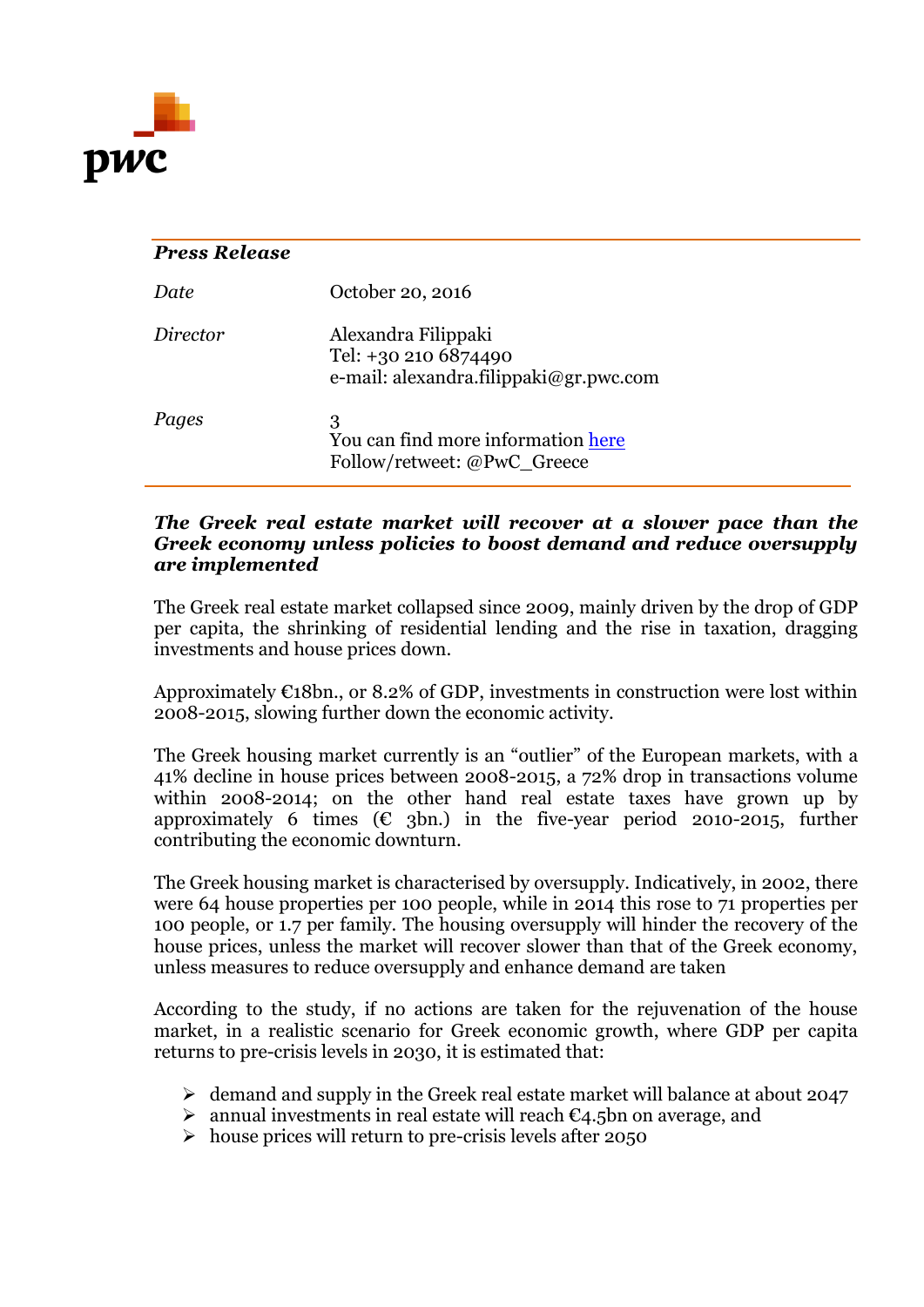pwc

***Press Release***

| | |
|---|---|
| *Date* | October 20, 2016 |
| *Director* | Alexandra Filippaki<br>Tel: +30 210 6874490<br>e-mail: alexandra.filippaki@gr.pwc.com |
| *Pages* | 3<br>You can find more information here<br>Follow/retweet: @PwC_Greece |

***The Greek real estate market will recover at a slower pace than the Greek economy unless policies to boost demand and reduce oversupply are implemented***

The Greek real estate market collapsed since 2009, mainly driven by the drop of GDP per capita, the shrinking of residential lending and the rise in taxation, dragging investments and house prices down.

Approximately €18bn., or 8.2% of GDP, investments in construction were lost within 2008-2015, slowing further down the economic activity.

The Greek housing market currently is an "outlier" of the European markets, with a 41% decline in house prices between 2008-2015, a 72% drop in transactions volume within 2008-2014; on the other hand real estate taxes have grown up by approximately 6 times (€ 3bn.) in the five-year period 2010-2015, further contributing the economic downturn.

The Greek housing market is characterised by oversupply. Indicatively, in 2002, there were 64 house properties per 100 people, while in 2014 this rose to 71 properties per 100 people, or 1.7 per family. The housing oversupply will hinder the recovery of the house prices, unless the market will recover slower than that of the Greek economy, unless measures to reduce oversupply and enhance demand are taken

According to the study, if no actions are taken for the rejuvenation of the house market, in a realistic scenario for Greek economic growth, where GDP per capita returns to pre-crisis levels in 2030, it is estimated that:

- demand and supply in the Greek real estate market will balance at about 2047
- annual investments in real estate will reach €4.5bn on average, and
- house prices will return to pre-crisis levels after 2050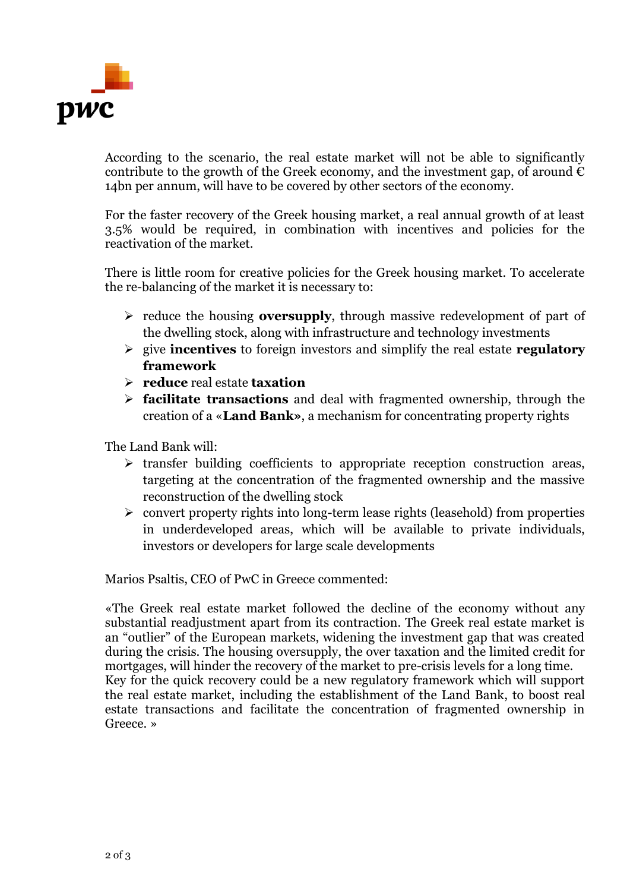According to the scenario, the real estate market will not be able to significantly contribute to the growth of the Greek economy, and the investment gap, of around € 14bn per annum, will have to be covered by other sectors of the economy.

For the faster recovery of the Greek housing market, a real annual growth of at least 3.5% would be required, in combination with incentives and policies for the reactivation of the market.

There is little room for creative policies for the Greek housing market. To accelerate the re-balancing of the market it is necessary to:

- reduce the housing **oversupply**, through massive redevelopment of part of the dwelling stock, along with infrastructure and technology investments
- give **incentives** to foreign investors and simplify the real estate **regulatory framework**
- **reduce** real estate **taxation**
- **facilitate transactions** and deal with fragmented ownership, through the creation of a «**Land Bank»**, a mechanism for concentrating property rights

The Land Bank will:

- transfer building coefficients to appropriate reception construction areas, targeting at the concentration of the fragmented ownership and the massive reconstruction of the dwelling stock
- convert property rights into long-term lease rights (leasehold) from properties in underdeveloped areas, which will be available to private individuals, investors or developers for large scale developments

Marios Psaltis, CEO of PwC in Greece commented:

«The Greek real estate market followed the decline of the economy without any substantial readjustment apart from its contraction. The Greek real estate market is an "outlier" of the European markets, widening the investment gap that was created during the crisis. The housing oversupply, the over taxation and the limited credit for mortgages, will hinder the recovery of the market to pre-crisis levels for a long time.
Key for the quick recovery could be a new regulatory framework which will support the real estate market, including the establishment of the Land Bank, to boost real estate transactions and facilitate the concentration of fragmented ownership in Greece. »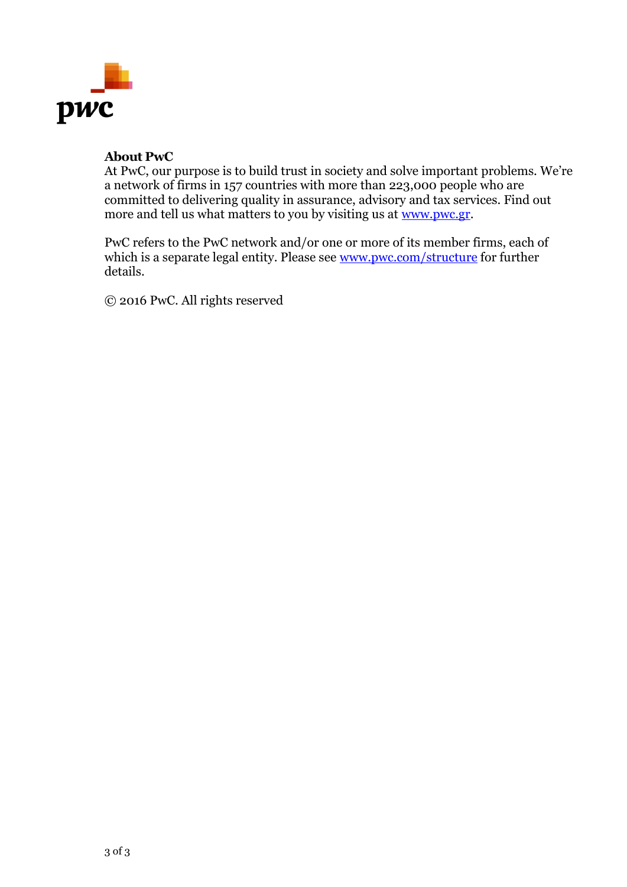**About PwC**

At PwC, our purpose is to build trust in society and solve important problems. We're a network of firms in 157 countries with more than 223,000 people who are committed to delivering quality in assurance, advisory and tax services. Find out more and tell us what matters to you by visiting us at www.pwc.gr.

PwC refers to the PwC network and/or one or more of its member firms, each of which is a separate legal entity. Please see www.pwc.com/structure for further details.

© 2016 PwC. All rights reserved